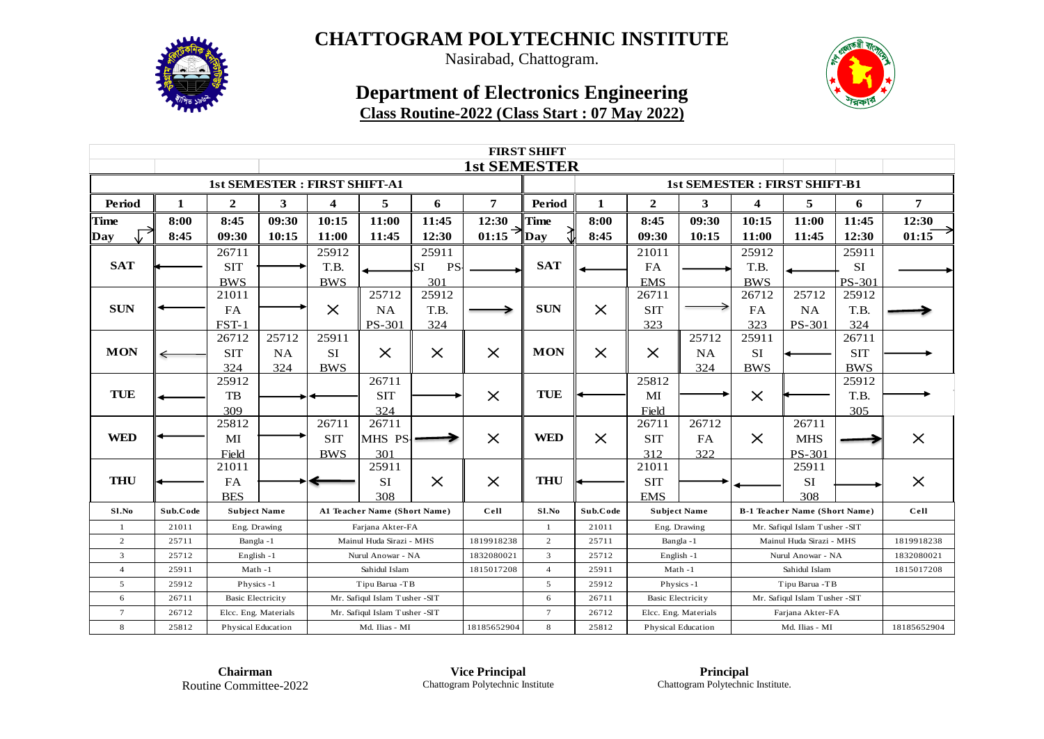# CHATTOGRAM POLYTECHNIC INSTITUTE

Nasirabad, Chattogram.

## Department of Electronics Engineering

**Class Routine-2022 (Class Start : 07 May 2022)**

**FIRST SHIFT**

**1st SEMESTER**

**1st SEMESTER : FIRST SHIFT-A1**

| Period | 1 | 2 | 3 | 4 | 5 | 6 | 7 |
|---|---|---|---|---|---|---|---|
| Time / Day | 8:00 - 8:45 | 8:45 - 09:30 | 09:30 - 10:15 | 10:15 - 11:00 | 11:00 - 11:45 | 11:45 - 12:30 | 12:30 - 01:15 |
| SAT | ← | 26711 SIT BWS | → | 25912 T.B. BWS | ← | 25911 SI PS-301 | → |
| SUN | ← | 21011 FA FST-1 | → | × | 25712 NA PS-301 | 25912 T.B. 324 | → |
| MON | ← | 26712 SIT 324 | 25712 NA 324 | 25911 SI BWS | × | × | × |
| TUE | ← | 25912 TB 309 | → | ← | 26711 SIT 324 | → | × |
| WED | ← | 25812 MI Field | → | 26711 SIT BWS | 26711 MHS PS-301 | → | × |
| THU | ← | 21011 FA BES | → | ← | 25911 SI 308 | × | × |

| Sl.No | Sub.Code | Subject Name | A1 Teacher Name (Short Name) | Cell |
|---|---|---|---|---|
| 1 | 21011 | Eng. Drawing | Farjana Akter-FA | |
| 2 | 25711 | Bangla -1 | Mainul Huda Sirazi - MHS | 1819918238 |
| 3 | 25712 | English -1 | Nurul Anowar - NA | 1832080021 |
| 4 | 25911 | Math -1 | Sahidul Islam | 1815017208 |
| 5 | 25912 | Physics -1 | Tipu Barua -TB | |
| 6 | 26711 | Basic Electricity | Mr. Safiqul Islam Tusher -SIT | |
| 7 | 26712 | Elcc. Eng. Materials | Mr. Safiqul Islam Tusher -SIT | |
| 8 | 25812 | Physical Education | Md. Ilias - MI | 18185652904 |

**1st SEMESTER : FIRST SHIFT-B1**

| Period | 1 | 2 | 3 | 4 | 5 | 6 | 7 |
|---|---|---|---|---|---|---|---|
| Time / Day | 8:00 - 8:45 | 8:45 - 09:30 | 09:30 - 10:15 | 10:15 - 11:00 | 11:00 - 11:45 | 11:45 - 12:30 | 12:30 - 01:15 |
| SAT | ← | 21011 FA EMS | → | 25912 T.B. BWS | ← | 25911 SI PS-301 | → |
| SUN | × | 26711 SIT 323 | → | 26712 FA 323 | 25712 NA PS-301 | 25912 T.B. 324 | → |
| MON | × | × | 25712 NA 324 | 25911 SI BWS | ← | 26711 SIT BWS | → |
| TUE | ← | 25812 MI Field | → | × | ← | 25912 T.B. 305 | → |
| WED | × | 26711 SIT 312 | 26712 FA 322 | × | 26711 MHS PS-301 | → | × |
| THU | ← | 21011 SIT EMS | → | ← | 25911 SI 308 | → | × |

| Sl.No | Sub.Code | Subject Name | B-1 Teacher Name (Short Name) | Cell |
|---|---|---|---|---|
| 1 | 21011 | Eng. Drawing | Mr. Safiqul Islam Tusher -SIT | |
| 2 | 25711 | Bangla -1 | Mainul Huda Sirazi - MHS | 1819918238 |
| 3 | 25712 | English -1 | Nurul Anowar - NA | 1832080021 |
| 4 | 25911 | Math -1 | Sahidul Islam | 1815017208 |
| 5 | 25912 | Physics -1 | Tipu Barua -TB | |
| 6 | 26711 | Basic Electricity | Mr. Safiqul Islam Tusher -SIT | |
| 7 | 26712 | Elcc. Eng. Materials | Farjana Akter-FA | |
| 8 | 25812 | Physical Education | Md. Ilias - MI | 18185652904 |

**Chairman**
Routine Committee-2022

**Vice Principal**
Chattogram Polytechnic Institute

**Principal**
Chattogram Polytechnic Institute.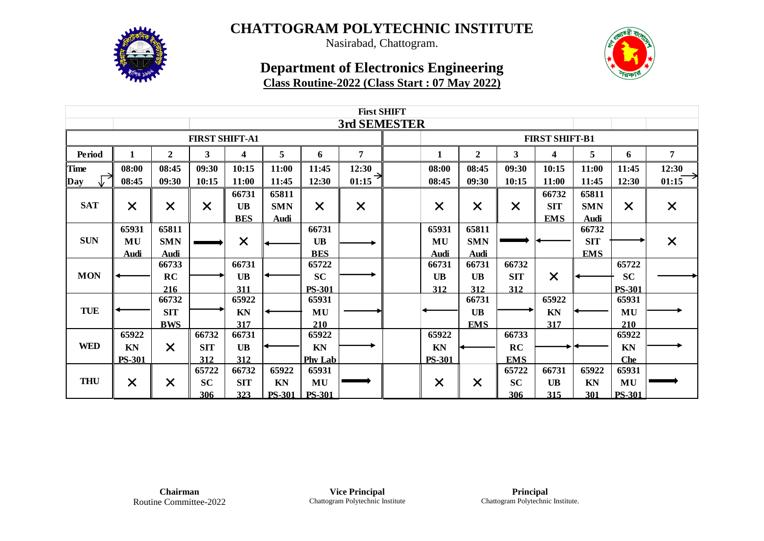# CHATTOGRAM POLYTECHNIC INSTITUTE

Nasirabad, Chattogram.

## Department of Electronics Engineering

**Class Routine-2022 (Class Start : 07 May 2022)**

**First SHIFT**

**3rd SEMESTER**

| | | | | | | | | | | | | | | |
|---|---|---|---|---|---|---|---|---|---|---|---|---|---|---|
| **FIRST SHIFT-A1** | | | | | | | | | **FIRST SHIFT-B1** | | | | | |
| **Period** | **1** | **2** | **3** | **4** | **5** | **6** | **7** | | **1** | **2** | **3** | **4** | **5** | **6** | **7** |
| **Time / Day** | 08:00 08:45 | 08:45 09:30 | 09:30 10:15 | 10:15 11:00 | 11:00 11:45 | 11:45 12:30 | 12:30 01:15 | | 08:00 08:45 | 08:45 09:30 | 09:30 10:15 | 10:15 11:00 | 11:00 11:45 | 11:45 12:30 | 12:30 01:15 |
| **SAT** | × | × | × | 66731 UB BES | 65811 SMN Audi | × | × | | × | × | × | 66732 SIT EMS | 65811 SMN Audi | × | × |
| **SUN** | 65931 MU Audi | 65811 SMN Audi | → | × | ← | 66731 UB BES | → | | 65931 MU Audi | 65811 SMN Audi | → | ← | 66732 SIT EMS | → | × |
| **MON** | ← | 66733 RC 216 | → | 66731 UB 311 | ← | 65722 SC PS-301 | → | | 66731 UB 312 | 66731 UB 312 | 66732 SIT 312 | × | ← | 65722 SC PS-301 | → |
| **TUE** | ← | 66732 SIT BWS | → | 65922 KN 317 | ← | 65931 MU 210 | → | | ← | 66731 UB EMS | → | 65922 KN 317 | ← | 65931 MU 210 | → |
| **WED** | 65922 KN PS-301 | × | 66732 SIT 312 | 66731 UB 312 | ← | 65922 KN Phy Lab | → | | 65922 KN PS-301 | ← | 66733 RC EMS | → | ← | 65922 KN Che | → |
| **THU** | × | × | 65722 SC 306 | 66732 SIT 323 | 65922 KN PS-301 | 65931 MU PS-301 | → | | × | × | 65722 SC 306 | 66731 UB 315 | 65922 KN 301 | 65931 MU PS-301 | → |

**Chairman**
Routine Committee-2022

**Vice Principal**
Chattogram Polytechnic Institute

**Principal**
Chattogram Polytechnic Institute.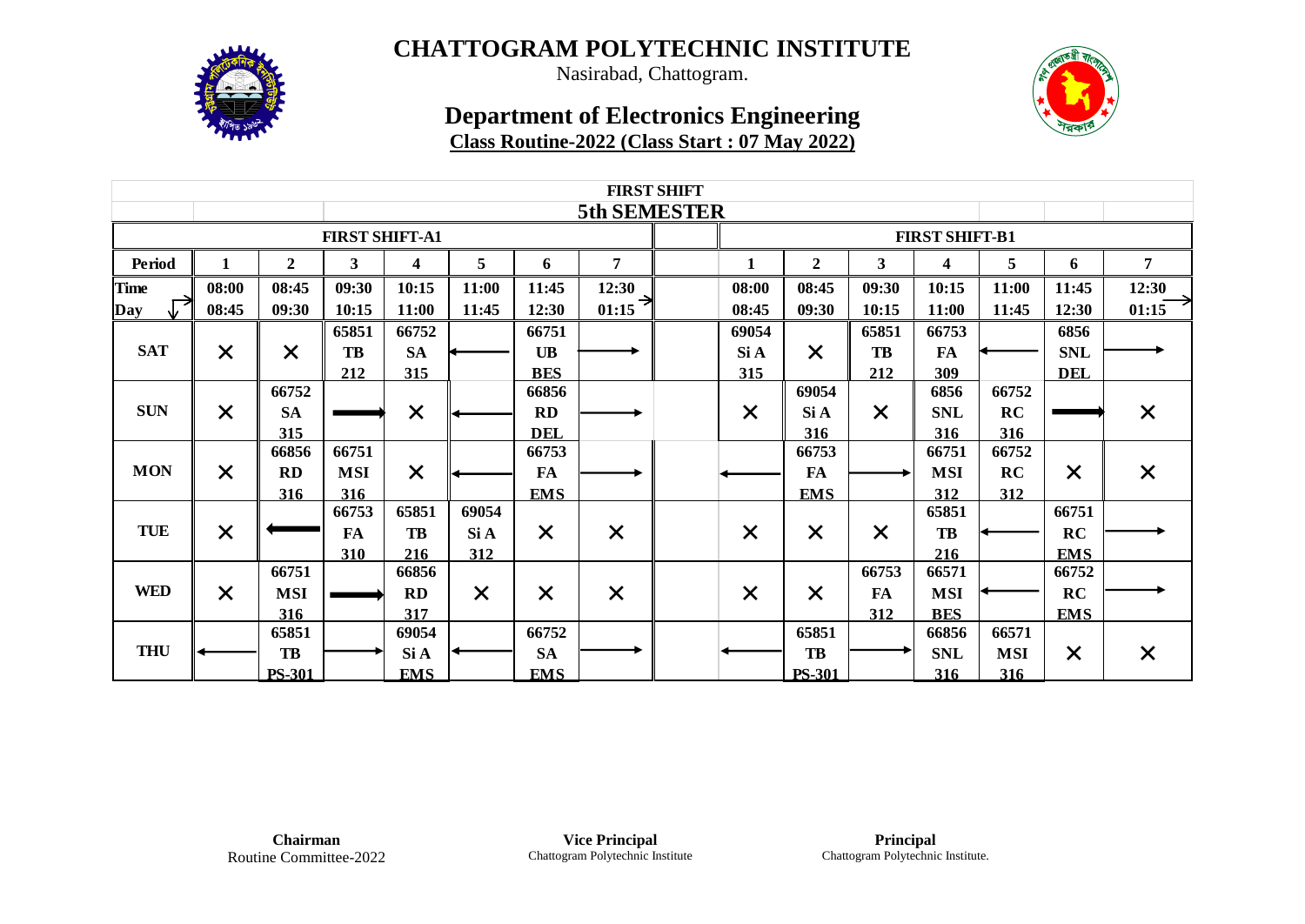# CHATTOGRAM POLYTECHNIC INSTITUTE

Nasirabad, Chattogram.

## Department of Electronics Engineering

**Class Routine-2022 (Class Start : 07 May 2022)**

**FIRST SHIFT**

**5th SEMESTER**

| | FIRST SHIFT-A1 | | | | | | | | FIRST SHIFT-B1 | | | | | | |
|---|---|---|---|---|---|---|---|---|---|---|---|---|---|---|---|
| **Period** | **1** | **2** | **3** | **4** | **5** | **6** | **7** | | **1** | **2** | **3** | **4** | **5** | **6** | **7** |
| **Time / Day** | 08:00 08:45 | 08:45 09:30 | 09:30 10:15 | 10:15 11:00 | 11:00 11:45 | 11:45 12:30 | 12:30 01:15 | | 08:00 08:45 | 08:45 09:30 | 09:30 10:15 | 10:15 11:00 | 11:00 11:45 | 11:45 12:30 | 12:30 01:15 |
| **SAT** | × | × | 65851 TB 212 | 66752 SA 315 | ← | 66751 UB BES | → | | 69054 Si A 315 | × | 65851 TB 212 | 66753 FA 309 | ← | 6856 SNL DEL | → |
| **SUN** | × | 66752 SA 315 | → | × | ← | 66856 RD DEL | → | | × | 69054 Si A 316 | × | 6856 SNL 316 | 66752 RC 316 | → | × |
| **MON** | × | 66856 RD 316 | 66751 MSI 316 | × | ← | 66753 FA EMS | → | | ← | 66753 FA EMS | → | 66751 MSI 312 | 66752 RC 312 | × | × |
| **TUE** | × | ← | 66753 FA 310 | 65851 TB 216 | 69054 Si A 312 | × | × | | × | × | × | 65851 TB 216 | ← | 66751 RC EMS | → |
| **WED** | × | 66751 MSI 316 | → | 66856 RD 317 | × | × | × | | × | × | 66753 FA 312 | 66571 MSI BES | ← | 66752 RC EMS | → |
| **THU** | ← | 65851 TB PS-301 | → | 69054 Si A EMS | ← | 66752 SA EMS | → | | ← | 65851 TB PS-301 | → | 66856 SNL 316 | 66571 MSI 316 | × | × |

**Chairman**
Routine Committee-2022

**Vice Principal**
Chattogram Polytechnic Institute

**Principal**
Chattogram Polytechnic Institute.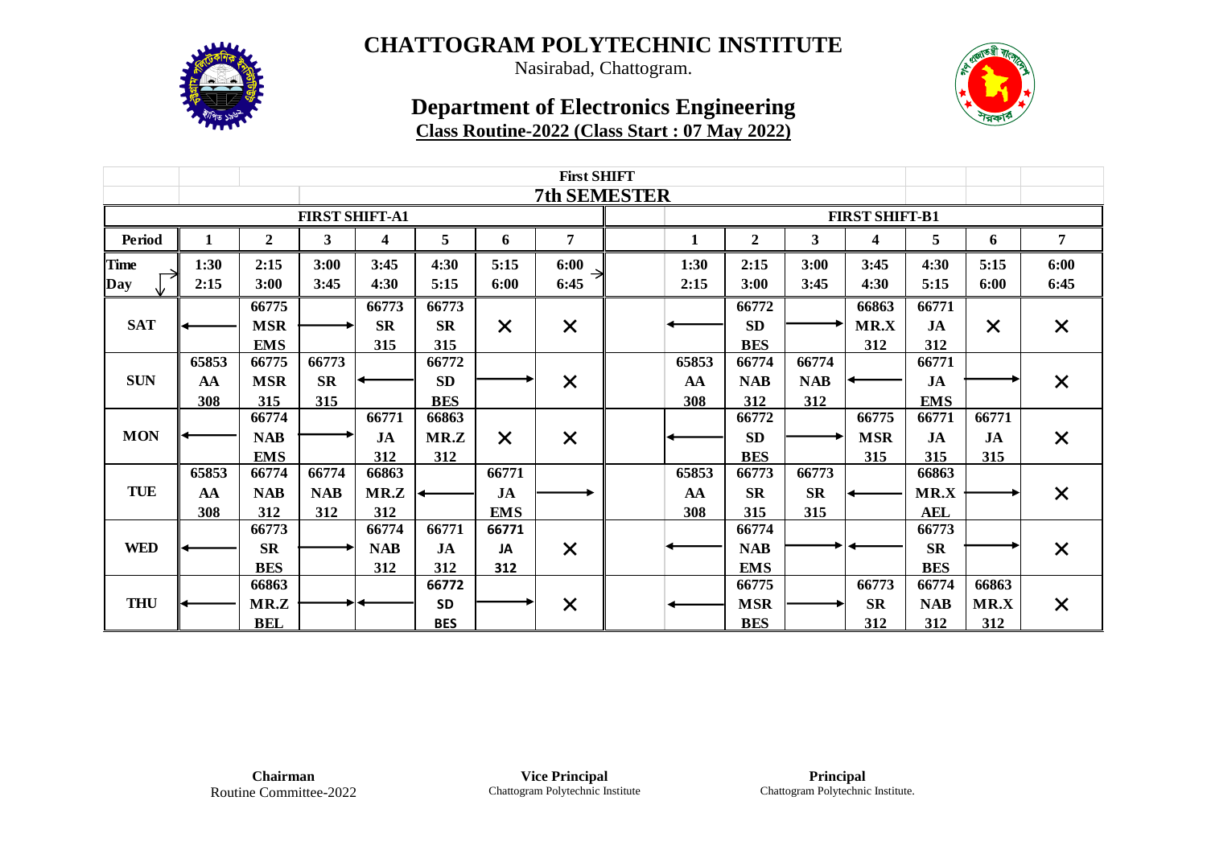# CHATTOGRAM POLYTECHNIC INSTITUTE

Nasirabad, Chattogram.

## Department of Electronics Engineering

**Class Routine-2022 (Class Start : 07 May 2022)**

**First SHIFT**

**7th SEMESTER**

| | FIRST SHIFT-A1 | | | | | | | | FIRST SHIFT-B1 | | | | | | |
|---|---|---|---|---|---|---|---|---|---|---|---|---|---|---|---|
| **Period** | **1** | **2** | **3** | **4** | **5** | **6** | **7** | | **1** | **2** | **3** | **4** | **5** | **6** | **7** |
| **Time / Day** | 1:30 2:15 | 2:15 3:00 | 3:00 3:45 | 3:45 4:30 | 4:30 5:15 | 5:15 6:00 | 6:00 6:45 | | 1:30 2:15 | 2:15 3:00 | 3:00 3:45 | 3:45 4:30 | 4:30 5:15 | 5:15 6:00 | 6:00 6:45 |
| **SAT** | ← | 66775 MSR EMS | → | 66773 SR 315 | 66773 SR 315 | × | × | | ← | 66772 SD BES | → | 66863 MR.X 312 | 66771 JA 312 | × | × |
| **SUN** | 65853 AA 308 | 66775 MSR 315 | 66773 SR 315 | ← | 66772 SD BES | → | × | | 65853 AA 308 | 66774 NAB 312 | 66774 NAB 312 | ← | 66771 JA EMS | → | × |
| **MON** | ← | 66774 NAB EMS | → | 66771 JA 312 | 66863 MR.Z 312 | × | × | | ← | 66772 SD BES | → | 66775 MSR 315 | 66771 JA 315 | 66771 JA 315 | × |
| **TUE** | 65853 AA 308 | 66774 NAB 312 | 66774 NAB 312 | 66863 MR.Z 312 | ← | 66771 JA EMS | → | | 65853 AA 308 | 66773 SR 315 | 66773 SR 315 | ← | 66863 MR.X AEL | → | × |
| **WED** | ← | 66773 SR BES | → | 66774 NAB 312 | 66771 JA 312 | 66771 JA 312 | × | | ← | 66774 NAB EMS | → | ← | 66773 SR BES | → | × |
| **THU** | ← | 66863 MR.Z BEL | → | ← | 66772 SD BES | → | × | | ← | 66775 MSR BES | → | 66773 SR 312 | 66774 NAB 312 | 66863 MR.X 312 | × |

**Chairman**
Routine Committee-2022

**Vice Principal**
Chattogram Polytechnic Institute

**Principal**
Chattogram Polytechnic Institute.